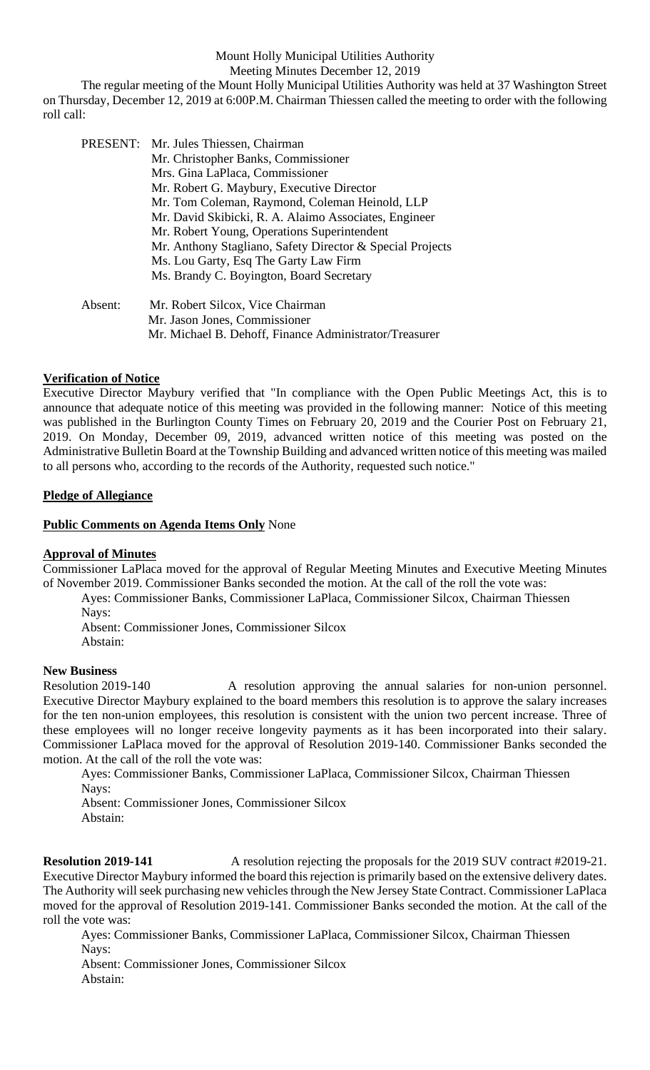Mount Holly Municipal Utilities Authority
Meeting Minutes December 12, 2019

The regular meeting of the Mount Holly Municipal Utilities Authority was held at 37 Washington Street on Thursday, December 12, 2019 at 6:00P.M. Chairman Thiessen called the meeting to order with the following roll call:

PRESENT: Mr. Jules Thiessen, Chairman
Mr. Christopher Banks, Commissioner
Mrs. Gina LaPlaca, Commissioner
Mr. Robert G. Maybury, Executive Director
Mr. Tom Coleman, Raymond, Coleman Heinold, LLP
Mr. David Skibicki, R. A. Alaimo Associates, Engineer
Mr. Robert Young, Operations Superintendent
Mr. Anthony Stagliano, Safety Director & Special Projects
Ms. Lou Garty, Esq The Garty Law Firm
Ms. Brandy C. Boyington, Board Secretary

Absent: Mr. Robert Silcox, Vice Chairman
Mr. Jason Jones, Commissioner
Mr. Michael B. Dehoff, Finance Administrator/Treasurer

**Verification of Notice**

Executive Director Maybury verified that "In compliance with the Open Public Meetings Act, this is to announce that adequate notice of this meeting was provided in the following manner: Notice of this meeting was published in the Burlington County Times on February 20, 2019 and the Courier Post on February 21, 2019. On Monday, December 09, 2019, advanced written notice of this meeting was posted on the Administrative Bulletin Board at the Township Building and advanced written notice of this meeting was mailed to all persons who, according to the records of the Authority, requested such notice."

**Pledge of Allegiance**

**Public Comments on Agenda Items Only** None

**Approval of Minutes**

Commissioner LaPlaca moved for the approval of Regular Meeting Minutes and Executive Meeting Minutes of November 2019. Commissioner Banks seconded the motion. At the call of the roll the vote was:

Ayes: Commissioner Banks, Commissioner LaPlaca, Commissioner Silcox, Chairman Thiessen
Nays:
Absent: Commissioner Jones, Commissioner Silcox
Abstain:

**New Business**

Resolution 2019-140 A resolution approving the annual salaries for non-union personnel. Executive Director Maybury explained to the board members this resolution is to approve the salary increases for the ten non-union employees, this resolution is consistent with the union two percent increase. Three of these employees will no longer receive longevity payments as it has been incorporated into their salary. Commissioner LaPlaca moved for the approval of Resolution 2019-140. Commissioner Banks seconded the motion. At the call of the roll the vote was:

Ayes: Commissioner Banks, Commissioner LaPlaca, Commissioner Silcox, Chairman Thiessen
Nays:
Absent: Commissioner Jones, Commissioner Silcox
Abstain:

**Resolution 2019-141** A resolution rejecting the proposals for the 2019 SUV contract #2019-21. Executive Director Maybury informed the board this rejection is primarily based on the extensive delivery dates. The Authority will seek purchasing new vehicles through the New Jersey State Contract. Commissioner LaPlaca moved for the approval of Resolution 2019-141. Commissioner Banks seconded the motion. At the call of the roll the vote was:

Ayes: Commissioner Banks, Commissioner LaPlaca, Commissioner Silcox, Chairman Thiessen
Nays:
Absent: Commissioner Jones, Commissioner Silcox
Abstain: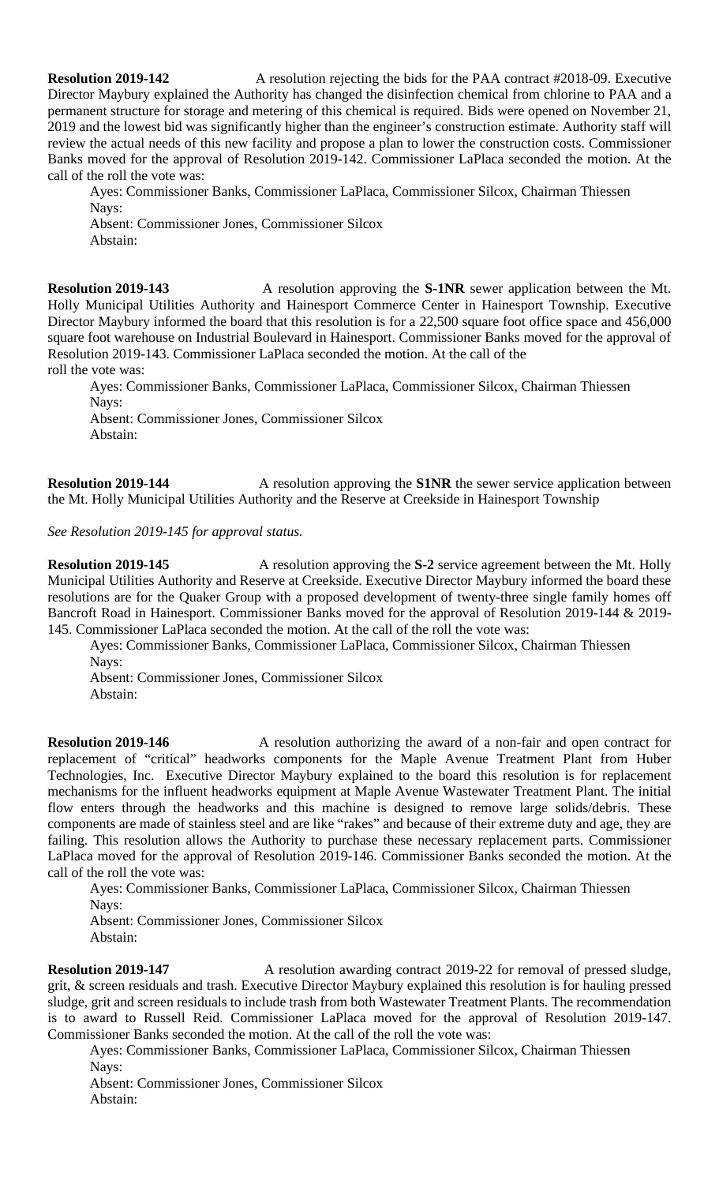**Resolution 2019-142** A resolution rejecting the bids for the PAA contract #2018-09. Executive Director Maybury explained the Authority has changed the disinfection chemical from chlorine to PAA and a permanent structure for storage and metering of this chemical is required. Bids were opened on November 21, 2019 and the lowest bid was significantly higher than the engineer's construction estimate. Authority staff will review the actual needs of this new facility and propose a plan to lower the construction costs. Commissioner Banks moved for the approval of Resolution 2019-142. Commissioner LaPlaca seconded the motion. At the call of the roll the vote was:

Ayes: Commissioner Banks, Commissioner LaPlaca, Commissioner Silcox, Chairman Thiessen
Nays:
Absent: Commissioner Jones, Commissioner Silcox
Abstain:

**Resolution 2019-143** A resolution approving the **S-1NR** sewer application between the Mt. Holly Municipal Utilities Authority and Hainesport Commerce Center in Hainesport Township. Executive Director Maybury informed the board that this resolution is for a 22,500 square foot office space and 456,000 square foot warehouse on Industrial Boulevard in Hainesport. Commissioner Banks moved for the approval of Resolution 2019-143. Commissioner LaPlaca seconded the motion. At the call of the roll the vote was:

Ayes: Commissioner Banks, Commissioner LaPlaca, Commissioner Silcox, Chairman Thiessen
Nays:
Absent: Commissioner Jones, Commissioner Silcox
Abstain:

**Resolution 2019-144** A resolution approving the **S1NR** the sewer service application between the Mt. Holly Municipal Utilities Authority and the Reserve at Creekside in Hainesport Township

*See Resolution 2019-145 for approval status.*

**Resolution 2019-145** A resolution approving the **S-2** service agreement between the Mt. Holly Municipal Utilities Authority and Reserve at Creekside. Executive Director Maybury informed the board these resolutions are for the Quaker Group with a proposed development of twenty-three single family homes off Bancroft Road in Hainesport. Commissioner Banks moved for the approval of Resolution 2019-144 & 2019-145. Commissioner LaPlaca seconded the motion. At the call of the roll the vote was:

Ayes: Commissioner Banks, Commissioner LaPlaca, Commissioner Silcox, Chairman Thiessen
Nays:
Absent: Commissioner Jones, Commissioner Silcox
Abstain:

**Resolution 2019-146** A resolution authorizing the award of a non-fair and open contract for replacement of "critical" headworks components for the Maple Avenue Treatment Plant from Huber Technologies, Inc. Executive Director Maybury explained to the board this resolution is for replacement mechanisms for the influent headworks equipment at Maple Avenue Wastewater Treatment Plant. The initial flow enters through the headworks and this machine is designed to remove large solids/debris. These components are made of stainless steel and are like "rakes" and because of their extreme duty and age, they are failing. This resolution allows the Authority to purchase these necessary replacement parts. Commissioner LaPlaca moved for the approval of Resolution 2019-146. Commissioner Banks seconded the motion. At the call of the roll the vote was:

Ayes: Commissioner Banks, Commissioner LaPlaca, Commissioner Silcox, Chairman Thiessen
Nays:
Absent: Commissioner Jones, Commissioner Silcox
Abstain:

**Resolution 2019-147** A resolution awarding contract 2019-22 for removal of pressed sludge, grit, & screen residuals and trash. Executive Director Maybury explained this resolution is for hauling pressed sludge, grit and screen residuals to include trash from both Wastewater Treatment Plants. The recommendation is to award to Russell Reid. Commissioner LaPlaca moved for the approval of Resolution 2019-147. Commissioner Banks seconded the motion. At the call of the roll the vote was:

Ayes: Commissioner Banks, Commissioner LaPlaca, Commissioner Silcox, Chairman Thiessen
Nays:
Absent: Commissioner Jones, Commissioner Silcox
Abstain: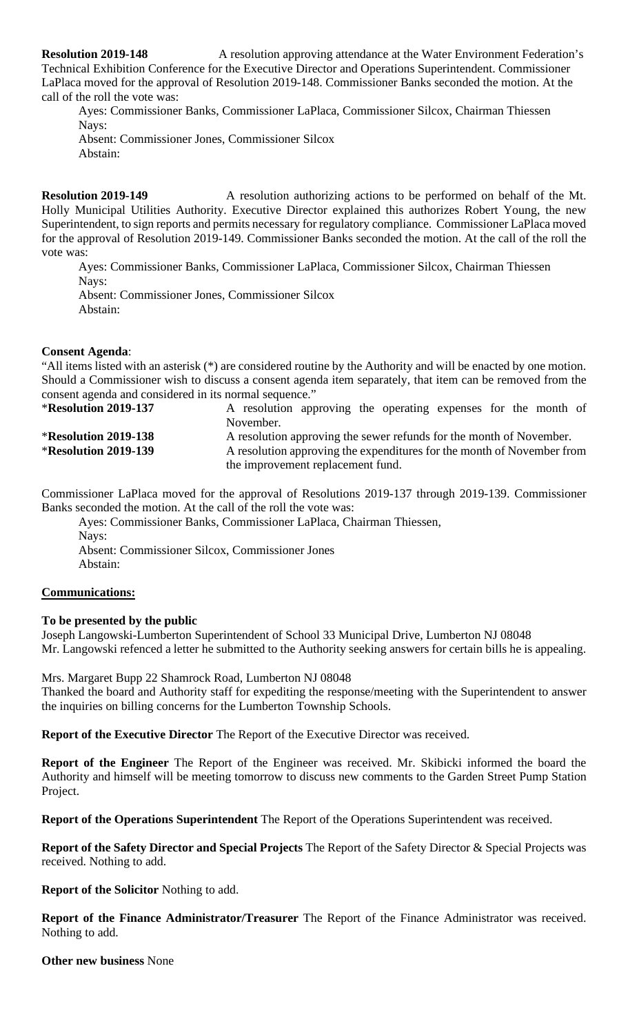**Resolution 2019-148** A resolution approving attendance at the Water Environment Federation's Technical Exhibition Conference for the Executive Director and Operations Superintendent. Commissioner LaPlaca moved for the approval of Resolution 2019-148. Commissioner Banks seconded the motion. At the call of the roll the vote was:

Ayes: Commissioner Banks, Commissioner LaPlaca, Commissioner Silcox, Chairman Thiessen
Nays:
Absent: Commissioner Jones, Commissioner Silcox
Abstain:

**Resolution 2019-149** A resolution authorizing actions to be performed on behalf of the Mt. Holly Municipal Utilities Authority. Executive Director explained this authorizes Robert Young, the new Superintendent, to sign reports and permits necessary for regulatory compliance. Commissioner LaPlaca moved for the approval of Resolution 2019-149. Commissioner Banks seconded the motion. At the call of the roll the vote was:

Ayes: Commissioner Banks, Commissioner LaPlaca, Commissioner Silcox, Chairman Thiessen
Nays:
Absent: Commissioner Jones, Commissioner Silcox
Abstain:

**Consent Agenda**:

"All items listed with an asterisk (*) are considered routine by the Authority and will be enacted by one motion. Should a Commissioner wish to discuss a consent agenda item separately, that item can be removed from the consent agenda and considered in its normal sequence."

*__Resolution 2019-137__ A resolution approving the operating expenses for the month of November.

*__Resolution 2019-138__ A resolution approving the sewer refunds for the month of November.

*__Resolution 2019-139__ A resolution approving the expenditures for the month of November from the improvement replacement fund.

Commissioner LaPlaca moved for the approval of Resolutions 2019-137 through 2019-139. Commissioner Banks seconded the motion. At the call of the roll the vote was:

Ayes: Commissioner Banks, Commissioner LaPlaca, Chairman Thiessen,
Nays:
Absent: Commissioner Silcox, Commissioner Jones
Abstain:

**Communications:**

**To be presented by the public**

Joseph Langowski-Lumberton Superintendent of School 33 Municipal Drive, Lumberton NJ 08048
Mr. Langowski refenced a letter he submitted to the Authority seeking answers for certain bills he is appealing.

Mrs. Margaret Bupp 22 Shamrock Road, Lumberton NJ 08048
Thanked the board and Authority staff for expediting the response/meeting with the Superintendent to answer the inquiries on billing concerns for the Lumberton Township Schools.

**Report of the Executive Director** The Report of the Executive Director was received.

**Report of the Engineer** The Report of the Engineer was received. Mr. Skibicki informed the board the Authority and himself will be meeting tomorrow to discuss new comments to the Garden Street Pump Station Project.

**Report of the Operations Superintendent** The Report of the Operations Superintendent was received.

**Report of the Safety Director and Special Projects** The Report of the Safety Director & Special Projects was received. Nothing to add.

**Report of the Solicitor** Nothing to add.

**Report of the Finance Administrator/Treasurer** The Report of the Finance Administrator was received. Nothing to add.

**Other new business** None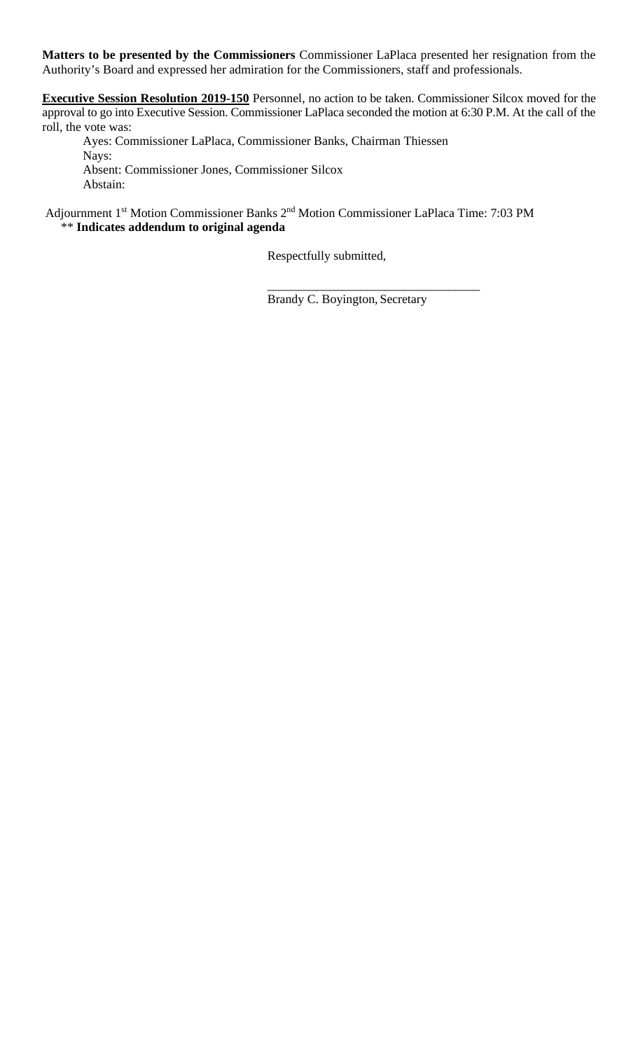**Matters to be presented by the Commissioners** Commissioner LaPlaca presented her resignation from the Authority's Board and expressed her admiration for the Commissioners, staff and professionals.

**Executive Session Resolution 2019-150** Personnel, no action to be taken. Commissioner Silcox moved for the approval to go into Executive Session. Commissioner LaPlaca seconded the motion at 6:30 P.M. At the call of the roll, the vote was:

Ayes: Commissioner LaPlaca, Commissioner Banks, Chairman Thiessen
Nays:
Absent: Commissioner Jones, Commissioner Silcox
Abstain:

Adjournment 1st Motion Commissioner Banks 2nd Motion Commissioner LaPlaca Time: 7:03 PM
** **Indicates addendum to original agenda**

Respectfully submitted,

___________________________________
Brandy C. Boyington, Secretary